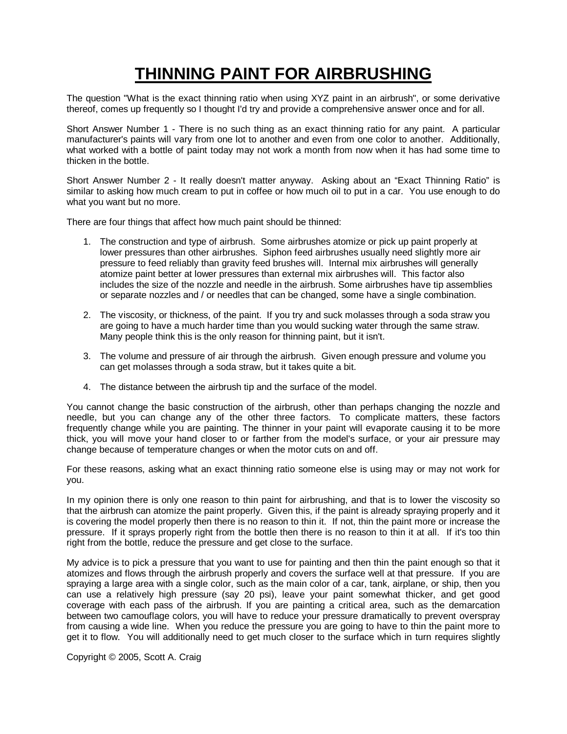# THINNING PAINT FOR AIRBRUSHING

The question "What is the exact thinning ratio when using XYZ paint in an airbrush", or some derivative thereof, comes up frequently so I thought I'd try and provide a comprehensive answer once and for all.

Short Answer Number 1 - There is no such thing as an exact thinning ratio for any paint. A particular manufacturer's paints will vary from one lot to another and even from one color to another. Additionally, what worked with a bottle of paint today may not work a month from now when it has had some time to thicken in the bottle.

Short Answer Number 2 - It really doesn't matter anyway. Asking about an "Exact Thinning Ratio" is similar to asking how much cream to put in coffee or how much oil to put in a car. You use enough to do what you want but no more.

There are four things that affect how much paint should be thinned:

1. The construction and type of airbrush. Some airbrushes atomize or pick up paint properly at lower pressures than other airbrushes. Siphon feed airbrushes usually need slightly more air pressure to feed reliably than gravity feed brushes will. Internal mix airbrushes will generally atomize paint better at lower pressures than external mix airbrushes will. This factor also includes the size of the nozzle and needle in the airbrush. Some airbrushes have tip assemblies or separate nozzles and / or needles that can be changed, some have a single combination.

2. The viscosity, or thickness, of the paint. If you try and suck molasses through a soda straw you are going to have a much harder time than you would sucking water through the same straw. Many people think this is the only reason for thinning paint, but it isn't.

3. The volume and pressure of air through the airbrush. Given enough pressure and volume you can get molasses through a soda straw, but it takes quite a bit.

4. The distance between the airbrush tip and the surface of the model.

You cannot change the basic construction of the airbrush, other than perhaps changing the nozzle and needle, but you can change any of the other three factors. To complicate matters, these factors frequently change while you are painting. The thinner in your paint will evaporate causing it to be more thick, you will move your hand closer to or farther from the model's surface, or your air pressure may change because of temperature changes or when the motor cuts on and off.

For these reasons, asking what an exact thinning ratio someone else is using may or may not work for you.

In my opinion there is only one reason to thin paint for airbrushing, and that is to lower the viscosity so that the airbrush can atomize the paint properly. Given this, if the paint is already spraying properly and it is covering the model properly then there is no reason to thin it. If not, thin the paint more or increase the pressure. If it sprays properly right from the bottle then there is no reason to thin it at all. If it's too thin right from the bottle, reduce the pressure and get close to the surface.

My advice is to pick a pressure that you want to use for painting and then thin the paint enough so that it atomizes and flows through the airbrush properly and covers the surface well at that pressure. If you are spraying a large area with a single color, such as the main color of a car, tank, airplane, or ship, then you can use a relatively high pressure (say 20 psi), leave your paint somewhat thicker, and get good coverage with each pass of the airbrush. If you are painting a critical area, such as the demarcation between two camouflage colors, you will have to reduce your pressure dramatically to prevent overspray from causing a wide line. When you reduce the pressure you are going to have to thin the paint more to get it to flow. You will additionally need to get much closer to the surface which in turn requires slightly

Copyright © 2005, Scott A. Craig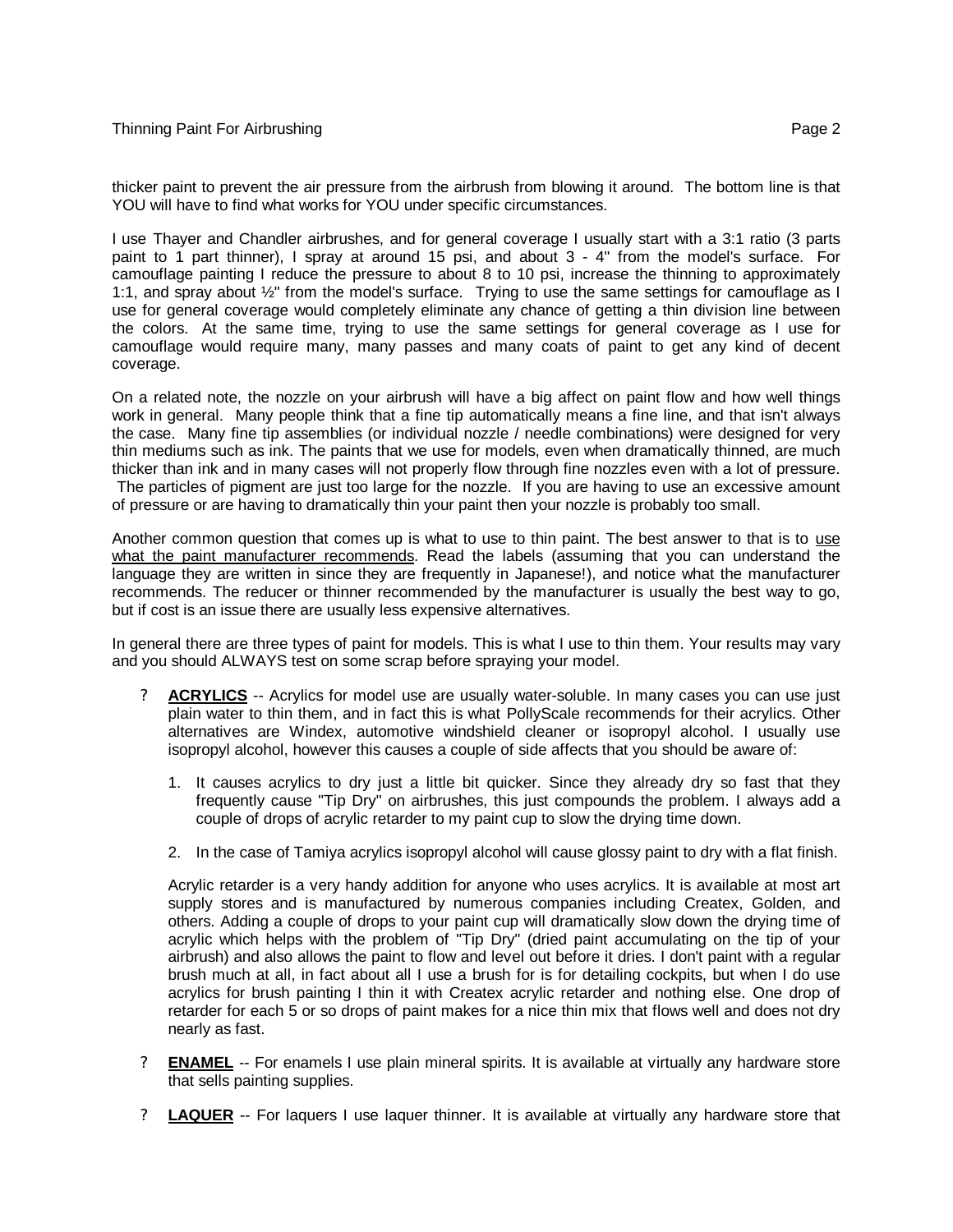thicker paint to prevent the air pressure from the airbrush from blowing it around. The bottom line is that YOU will have to find what works for YOU under specific circumstances.

I use Thayer and Chandler airbrushes, and for general coverage I usually start with a 3:1 ratio (3 parts paint to 1 part thinner), I spray at around 15 psi, and about 3 - 4" from the model's surface. For camouflage painting I reduce the pressure to about 8 to 10 psi, increase the thinning to approximately 1:1, and spray about ½" from the model's surface. Trying to use the same settings for camouflage as I use for general coverage would completely eliminate any chance of getting a thin division line between the colors. At the same time, trying to use the same settings for general coverage as I use for camouflage would require many, many passes and many coats of paint to get any kind of decent coverage.

On a related note, the nozzle on your airbrush will have a big affect on paint flow and how well things work in general. Many people think that a fine tip automatically means a fine line, and that isn't always the case. Many fine tip assemblies (or individual nozzle / needle combinations) were designed for very thin mediums such as ink. The paints that we use for models, even when dramatically thinned, are much thicker than ink and in many cases will not properly flow through fine nozzles even with a lot of pressure. The particles of pigment are just too large for the nozzle. If you are having to use an excessive amount of pressure or are having to dramatically thin your paint then your nozzle is probably too small.

Another common question that comes up is what to use to thin paint. The best answer to that is to use what the paint manufacturer recommends. Read the labels (assuming that you can understand the language they are written in since they are frequently in Japanese!), and notice what the manufacturer recommends. The reducer or thinner recommended by the manufacturer is usually the best way to go, but if cost is an issue there are usually less expensive alternatives.

In general there are three types of paint for models. This is what I use to thin them. Your results may vary and you should ALWAYS test on some scrap before spraying your model.

- **ACRYLICS** -- Acrylics for model use are usually water-soluble. In many cases you can use just plain water to thin them, and in fact this is what PollyScale recommends for their acrylics. Other alternatives are Windex, automotive windshield cleaner or isopropyl alcohol. I usually use isopropyl alcohol, however this causes a couple of side affects that you should be aware of:

    1. It causes acrylics to dry just a little bit quicker. Since they already dry so fast that they frequently cause "Tip Dry" on airbrushes, this just compounds the problem. I always add a couple of drops of acrylic retarder to my paint cup to slow the drying time down.

    2. In the case of Tamiya acrylics isopropyl alcohol will cause glossy paint to dry with a flat finish.

    Acrylic retarder is a very handy addition for anyone who uses acrylics. It is available at most art supply stores and is manufactured by numerous companies including Createx, Golden, and others. Adding a couple of drops to your paint cup will dramatically slow down the drying time of acrylic which helps with the problem of "Tip Dry" (dried paint accumulating on the tip of your airbrush) and also allows the paint to flow and level out before it dries. I don't paint with a regular brush much at all, in fact about all I use a brush for is for detailing cockpits, but when I do use acrylics for brush painting I thin it with Createx acrylic retarder and nothing else. One drop of retarder for each 5 or so drops of paint makes for a nice thin mix that flows well and does not dry nearly as fast.

- **ENAMEL** -- For enamels I use plain mineral spirits. It is available at virtually any hardware store that sells painting supplies.

- **LAQUER** -- For laquers I use laquer thinner. It is available at virtually any hardware store that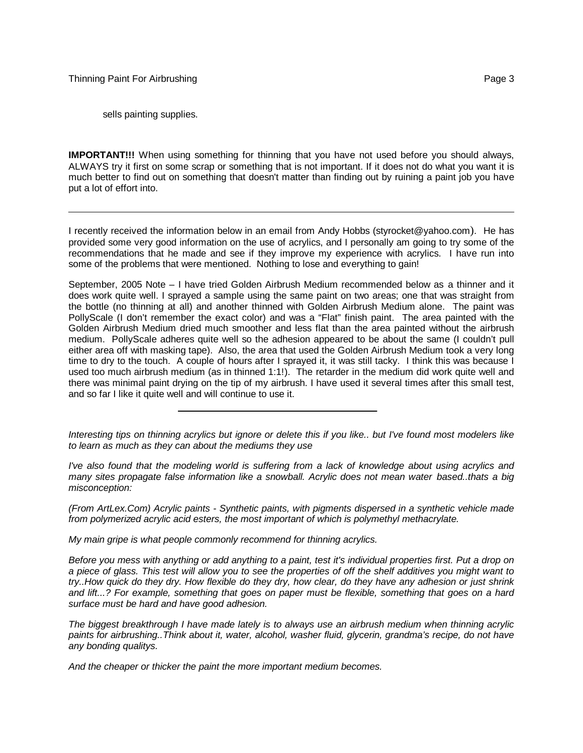sells painting supplies.

**IMPORTANT!!!** When using something for thinning that you have not used before you should always, ALWAYS try it first on some scrap or something that is not important. If it does not do what you want it is much better to find out on something that doesn't matter than finding out by ruining a paint job you have put a lot of effort into.

---

I recently received the information below in an email from Andy Hobbs (styrocket@yahoo.com). He has provided some very good information on the use of acrylics, and I personally am going to try some of the recommendations that he made and see if they improve my experience with acrylics. I have run into some of the problems that were mentioned. Nothing to lose and everything to gain!

September, 2005 Note – I have tried Golden Airbrush Medium recommended below as a thinner and it does work quite well. I sprayed a sample using the same paint on two areas; one that was straight from the bottle (no thinning at all) and another thinned with Golden Airbrush Medium alone. The paint was PollyScale (I don't remember the exact color) and was a "Flat" finish paint. The area painted with the Golden Airbrush Medium dried much smoother and less flat than the area painted without the airbrush medium. PollyScale adheres quite well so the adhesion appeared to be about the same (I couldn't pull either area off with masking tape). Also, the area that used the Golden Airbrush Medium took a very long time to dry to the touch. A couple of hours after I sprayed it, it was still tacky. I think this was because I used too much airbrush medium (as in thinned 1:1!). The retarder in the medium did work quite well and there was minimal paint drying on the tip of my airbrush. I have used it several times after this small test, and so far I like it quite well and will continue to use it.

---

*Interesting tips on thinning acrylics but ignore or delete this if you like.. but I've found most modelers like to learn as much as they can about the mediums they use*

*I've also found that the modeling world is suffering from a lack of knowledge about using acrylics and many sites propagate false information like a snowball. Acrylic does not mean water based..thats a big misconception:*

*(From ArtLex.Com) Acrylic paints - Synthetic paints, with pigments dispersed in a synthetic vehicle made from polymerized acrylic acid esters, the most important of which is polymethyl methacrylate.*

*My main gripe is what people commonly recommend for thinning acrylics.*

*Before you mess with anything or add anything to a paint, test it's individual properties first. Put a drop on a piece of glass. This test will allow you to see the properties of off the shelf additives you might want to try..How quick do they dry. How flexible do they dry, how clear, do they have any adhesion or just shrink and lift...? For example, something that goes on paper must be flexible, something that goes on a hard surface must be hard and have good adhesion.*

*The biggest breakthrough I have made lately is to always use an airbrush medium when thinning acrylic paints for airbrushing..Think about it, water, alcohol, washer fluid, glycerin, grandma's recipe, do not have any bonding qualitys.*

*And the cheaper or thicker the paint the more important medium becomes.*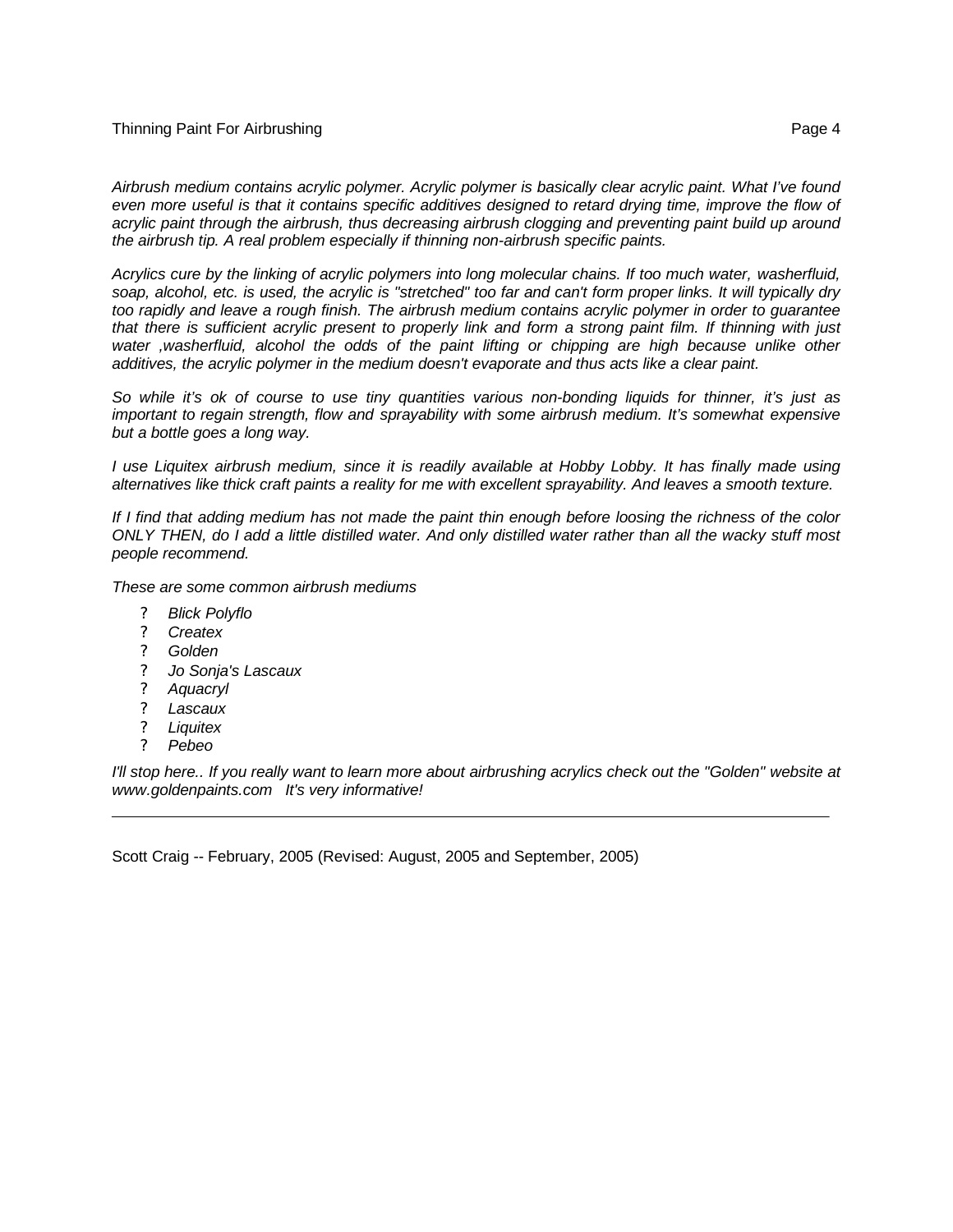*Airbrush medium contains acrylic polymer. Acrylic polymer is basically clear acrylic paint. What I've found even more useful is that it contains specific additives designed to retard drying time, improve the flow of acrylic paint through the airbrush, thus decreasing airbrush clogging and preventing paint build up around the airbrush tip. A real problem especially if thinning non-airbrush specific paints.*

*Acrylics cure by the linking of acrylic polymers into long molecular chains. If too much water, washerfluid, soap, alcohol, etc. is used, the acrylic is "stretched" too far and can't form proper links. It will typically dry too rapidly and leave a rough finish. The airbrush medium contains acrylic polymer in order to guarantee that there is sufficient acrylic present to properly link and form a strong paint film. If thinning with just water ,washerfluid, alcohol the odds of the paint lifting or chipping are high because unlike other additives, the acrylic polymer in the medium doesn't evaporate and thus acts like a clear paint.*

*So while it's ok of course to use tiny quantities various non-bonding liquids for thinner, it's just as important to regain strength, flow and sprayability with some airbrush medium. It's somewhat expensive but a bottle goes a long way.*

*I use Liquitex airbrush medium, since it is readily available at Hobby Lobby. It has finally made using alternatives like thick craft paints a reality for me with excellent sprayability. And leaves a smooth texture.*

*If I find that adding medium has not made the paint thin enough before loosing the richness of the color ONLY THEN, do I add a little distilled water. And only distilled water rather than all the wacky stuff most people recommend.*

*These are some common airbrush mediums*

- *Blick Polyflo*
- *Createx*
- *Golden*
- *Jo Sonja's Lascaux*
- *Aquacryl*
- *Lascaux*
- *Liquitex*
- *Pebeo*

*I'll stop here.. If you really want to learn more about airbrushing acrylics check out the "Golden" website at www.goldenpaints.com It's very informative!*

---

Scott Craig -- February, 2005 (Revised: August, 2005 and September, 2005)